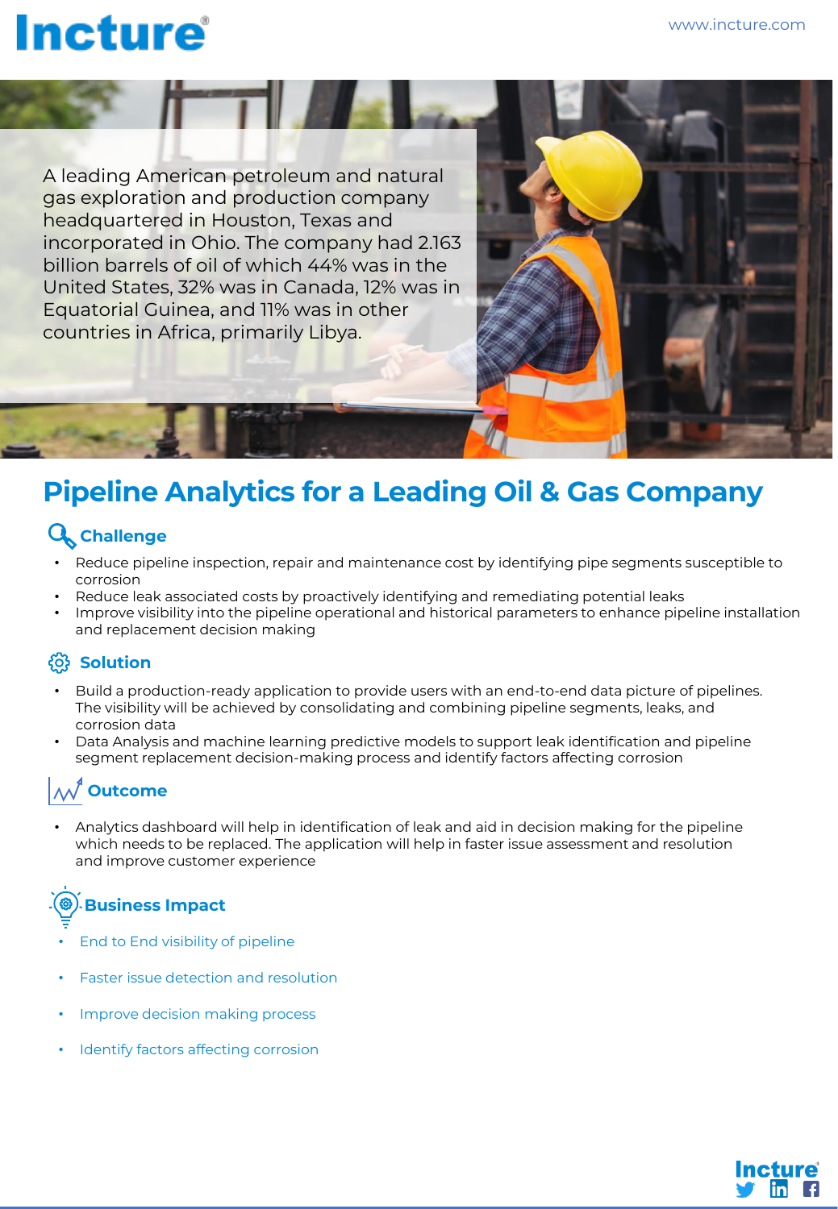Incture

www.incture.com

A leading American petroleum and natural gas exploration and production company headquartered in Houston, Texas and incorporated in Ohio. The company had 2.163 billion barrels of oil of which 44% was in the United States, 32% was in Canada, 12% was in Equatorial Guinea, and 11% was in other countries in Africa, primarily Libya.

# Pipeline Analytics for a Leading Oil & Gas Company

## Challenge

- Reduce pipeline inspection, repair and maintenance cost by identifying pipe segments susceptible to corrosion
- Reduce leak associated costs by proactively identifying and remediating potential leaks
- Improve visibility into the pipeline operational and historical parameters to enhance pipeline installation and replacement decision making

## Solution

- Build a production-ready application to provide users with an end-to-end data picture of pipelines. The visibility will be achieved by consolidating and combining pipeline segments, leaks, and corrosion data
- Data Analysis and machine learning predictive models to support leak identification and pipeline segment replacement decision-making process and identify factors affecting corrosion

## Outcome

- Analytics dashboard will help in identification of leak and aid in decision making for the pipeline which needs to be replaced. The application will help in faster issue assessment and resolution and improve customer experience

## Business Impact

- End to End visibility of pipeline
- Faster issue detection and resolution
- Improve decision making process
- Identify factors affecting corrosion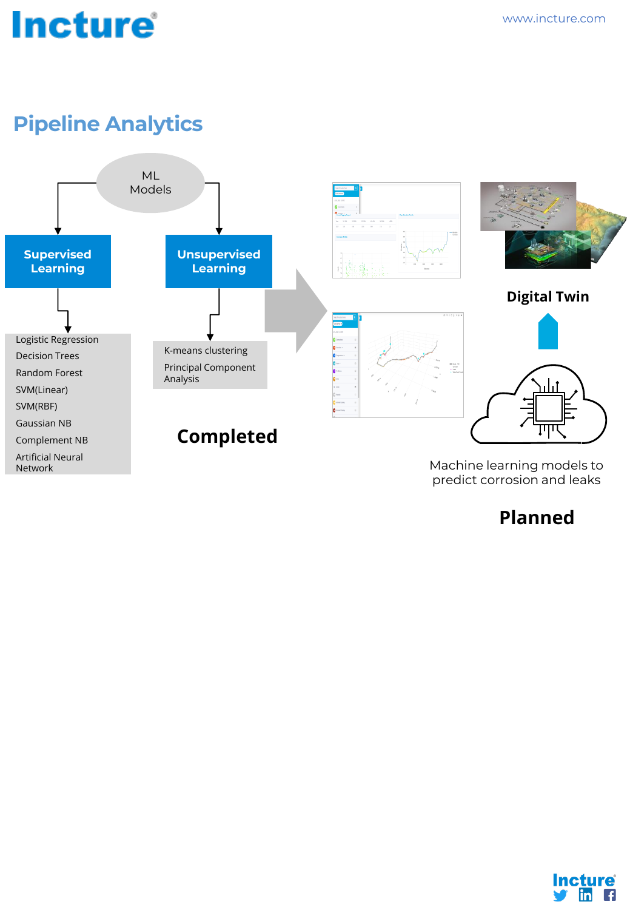## Pipeline Analytics

ML Models

**Supervised Learning**

- Logistic Regression
- Decision Trees
- Random Forest
- SVM(Linear)
- SVM(RBF)
- Gaussian NB
- Complement NB
- Artificial Neural Network

**Unsupervised Learning**

- K-means clustering
- Principal Component Analysis

**Completed**

**Digital Twin**

Machine learning models to predict corrosion and leaks

**Planned**